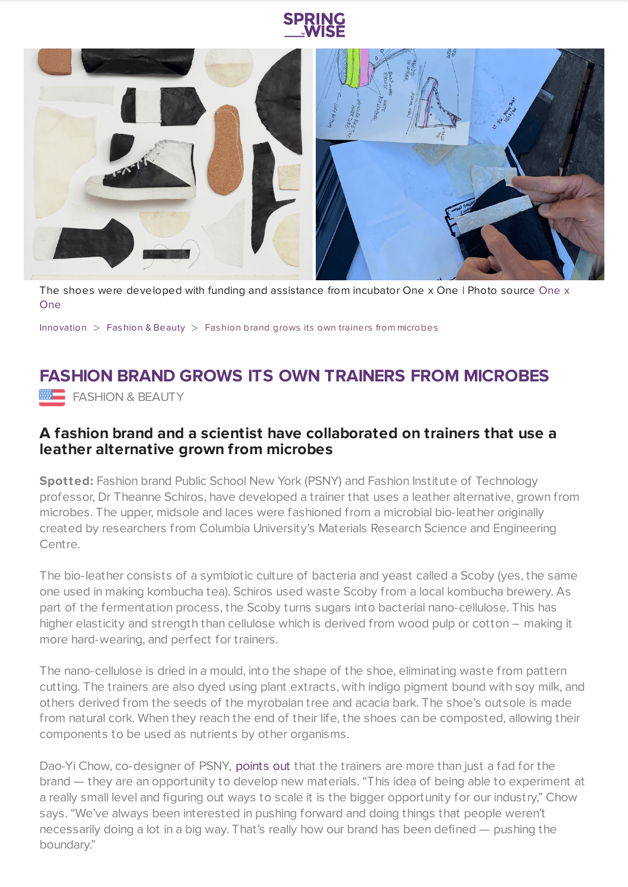The shoes were developed with funding and assistance from incubator One x One | Photo source One x One

Innovation > Fashion & Beauty > Fashion brand grows its own trainers from microbes

# FASHION BRAND GROWS ITS OWN TRAINERS FROM MICROBES

FASHION & BEAUTY

## A fashion brand and a scientist have collaborated on trainers that use a leather alternative grown from microbes

**Spotted:** Fashion brand Public School New York (PSNY) and Fashion Institute of Technology professor, Dr Theanne Schiros, have developed a trainer that uses a leather alternative, grown from microbes. The upper, midsole and laces were fashioned from a microbial bio-leather originally created by researchers from Columbia University's Materials Research Science and Engineering Centre.

The bio-leather consists of a symbiotic culture of bacteria and yeast called a Scoby (yes, the same one used in making kombucha tea). Schiros used waste Scoby from a local kombucha brewery. As part of the fermentation process, the Scoby turns sugars into bacterial nano-cellulose. This has higher elasticity and strength than cellulose which is derived from wood pulp or cotton – making it more hard-wearing, and perfect for trainers.

The nano-cellulose is dried in a mould, into the shape of the shoe, eliminating waste from pattern cutting. The trainers are also dyed using plant extracts, with indigo pigment bound with soy milk, and others derived from the seeds of the myrobalan tree and acacia bark. The shoe's outsole is made from natural cork. When they reach the end of their life, the shoes can be composted, allowing their components to be used as nutrients by other organisms.

Dao-Yi Chow, co-designer of PSNY, points out that the trainers are more than just a fad for the brand — they are an opportunity to develop new materials. "This idea of being able to experiment at a really small level and figuring out ways to scale it is the bigger opportunity for our industry," Chow says. "We've always been interested in pushing forward and doing things that people weren't necessarily doing a lot in a big way. That's really how our brand has been defined — pushing the boundary."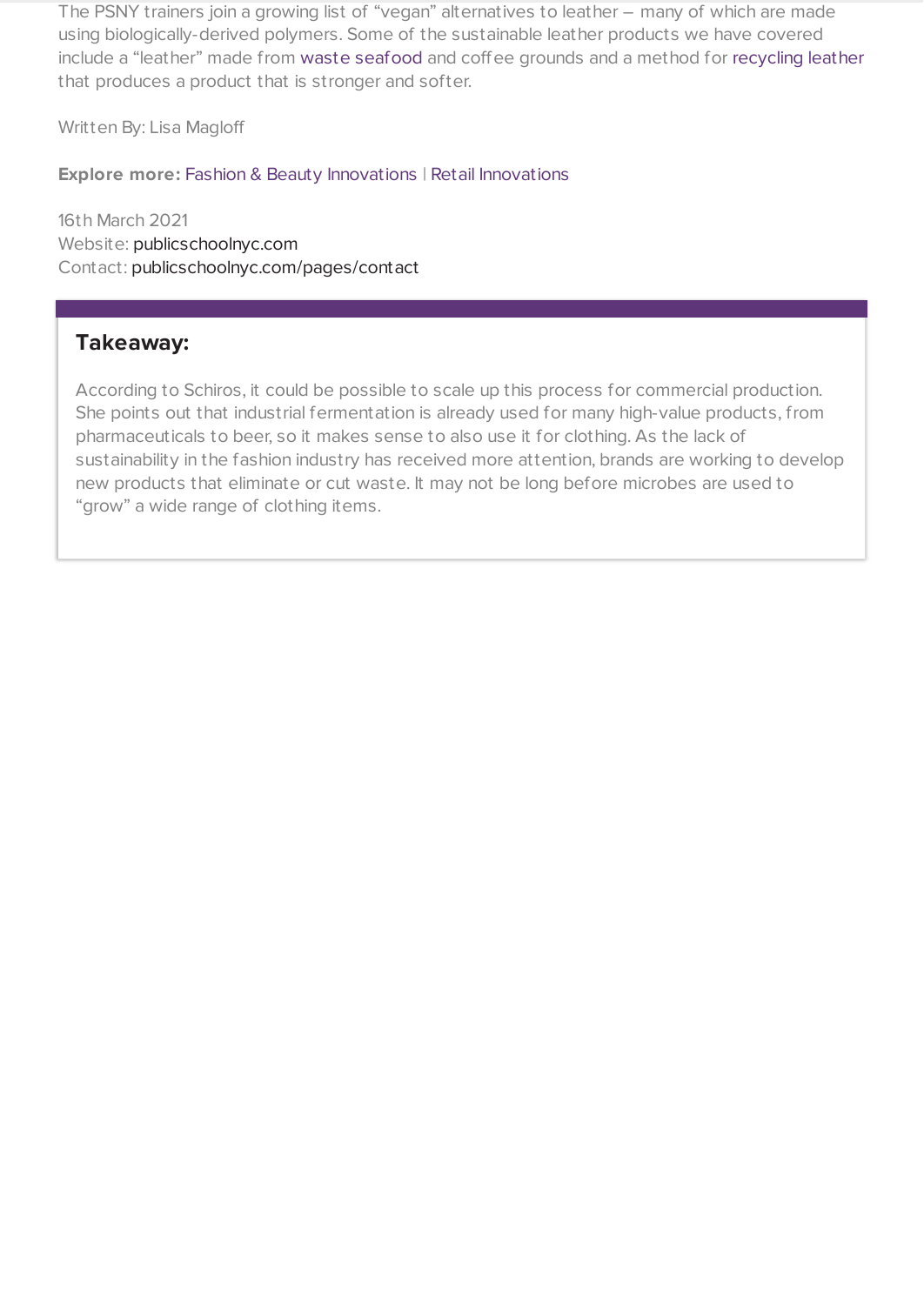The PSNY trainers join a growing list of "vegan" alternatives to leather – many of which are made using biologically-derived polymers. Some of the sustainable leather products we have covered include a "leather" made from waste seafood and coffee grounds and a method for recycling leather that produces a product that is stronger and softer.

Written By: Lisa Magloff

**Explore more:** Fashion & Beauty Innovations | Retail Innovations

16th March 2021
Website: publicschoolnyc.com
Contact: publicschoolnyc.com/pages/contact

### Takeaway:

According to Schiros, it could be possible to scale up this process for commercial production. She points out that industrial fermentation is already used for many high-value products, from pharmaceuticals to beer, so it makes sense to also use it for clothing. As the lack of sustainability in the fashion industry has received more attention, brands are working to develop new products that eliminate or cut waste. It may not be long before microbes are used to "grow" a wide range of clothing items.